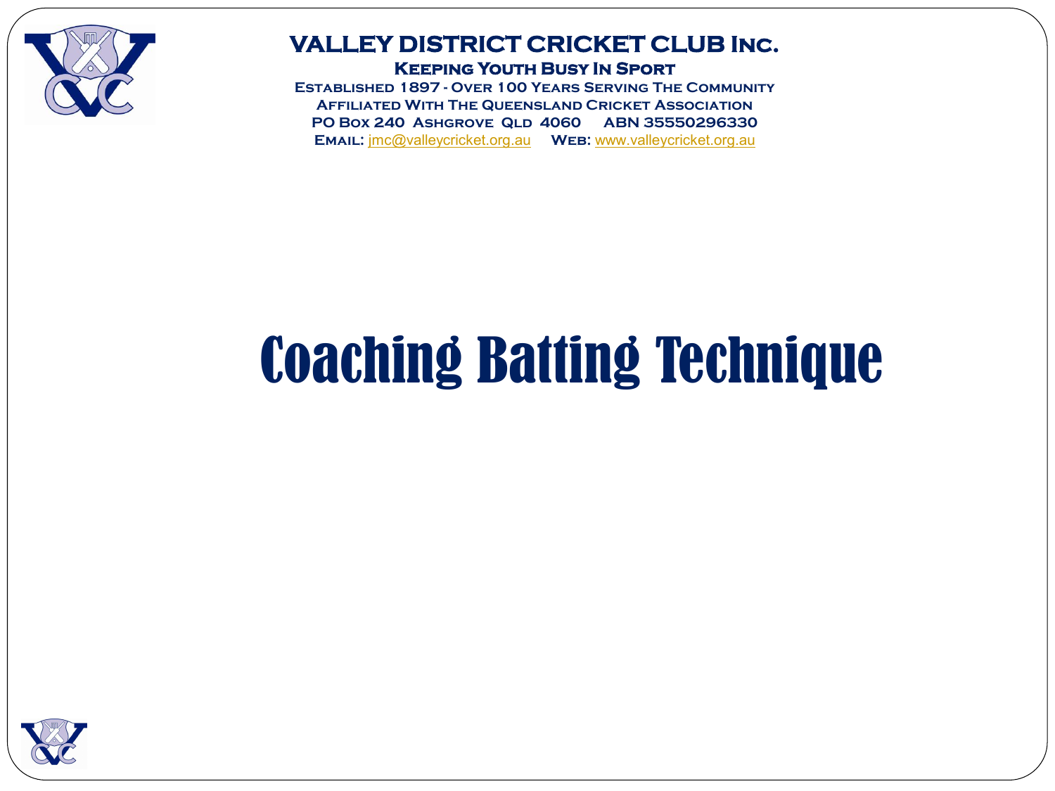**VALLEY DISTRICT CRICKET CLUB Inc.**

**Keeping Youth Busy In Sport**

**Established 1897 - Over 100 Years Serving The Community**

**Affiliated With The Queensland Cricket Association**

**PO Box 240 Ashgrove Qld 4060 ABN 35550296330**

**Email:** jmc@valleycricket.org.au **Web:** www.valleycricket.org.au

# Coaching Batting Technique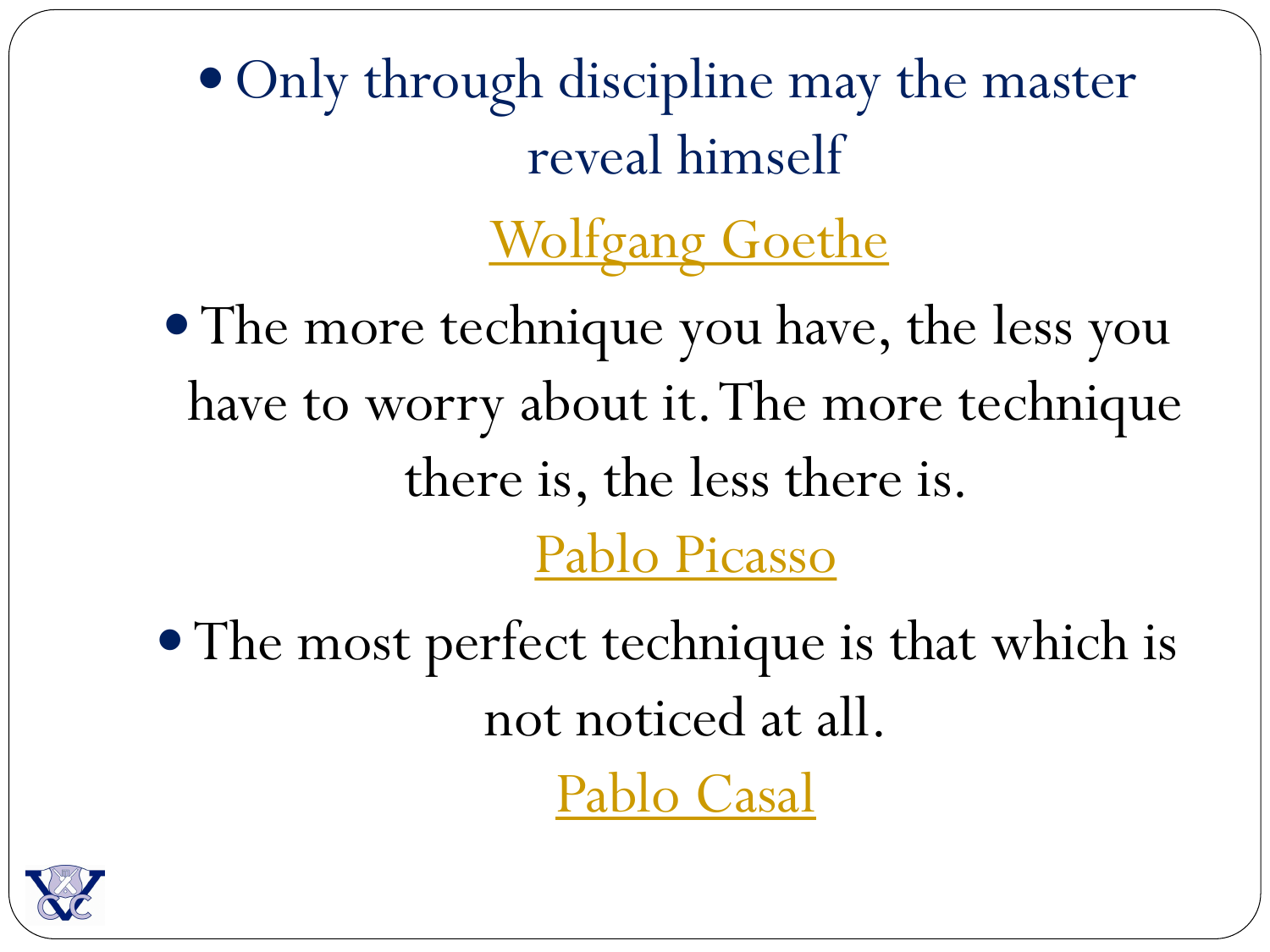- Only through discipline may the master reveal himself

[Wolfgang Goethe]

- The more technique you have, the less you have to worry about it. The more technique there is, the less there is.

[Pablo Picasso]

- The most perfect technique is that which is not noticed at all.

[Pablo Casal]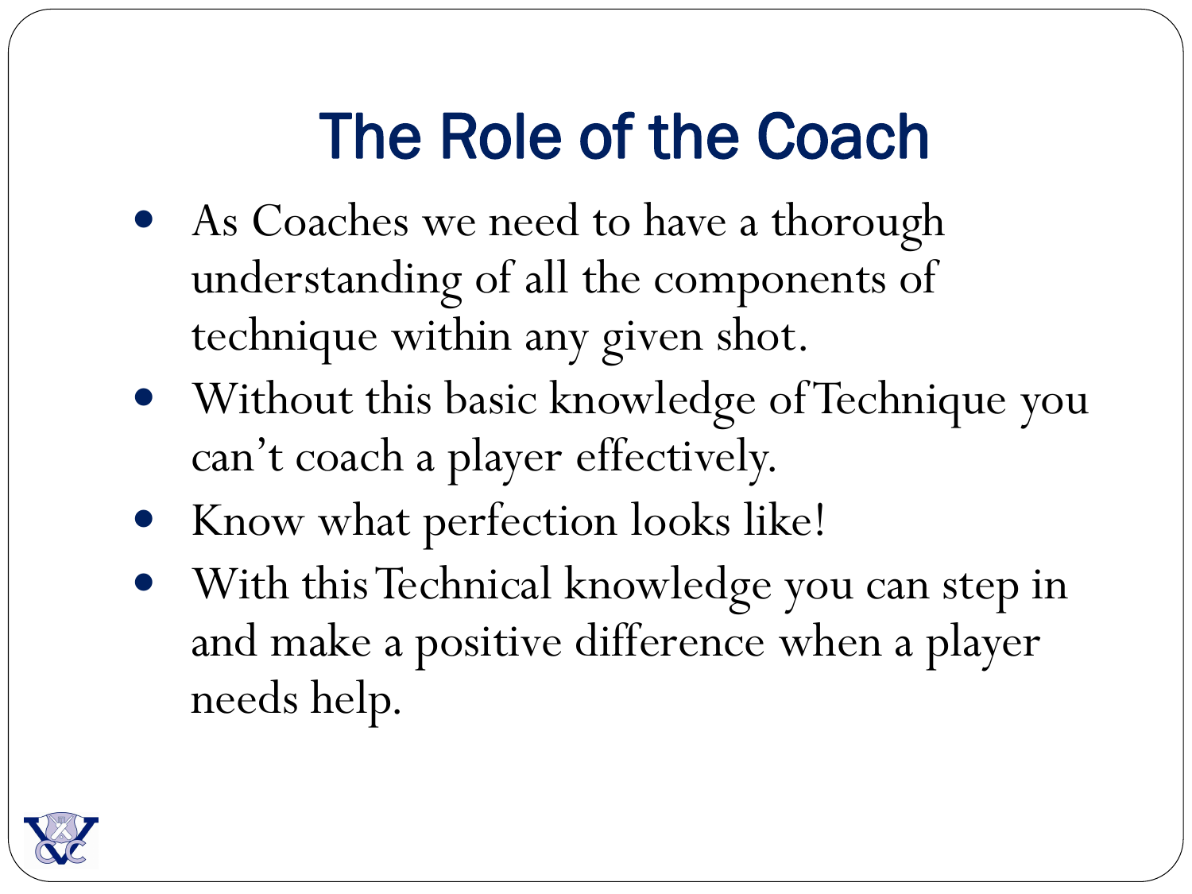# The Role of the Coach

- As Coaches we need to have a thorough understanding of all the components of technique within any given shot.
- Without this basic knowledge of Technique you can't coach a player effectively.
- Know what perfection looks like!
- With this Technical knowledge you can step in and make a positive difference when a player needs help.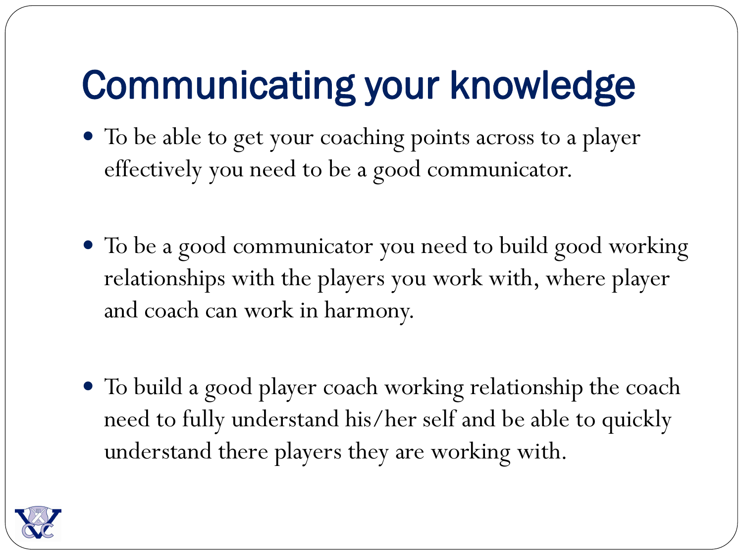# Communicating your knowledge

- To be able to get your coaching points across to a player effectively you need to be a good communicator.

- To be a good communicator you need to build good working relationships with the players you work with, where player and coach can work in harmony.

- To build a good player coach working relationship the coach need to fully understand his/her self and be able to quickly understand there players they are working with.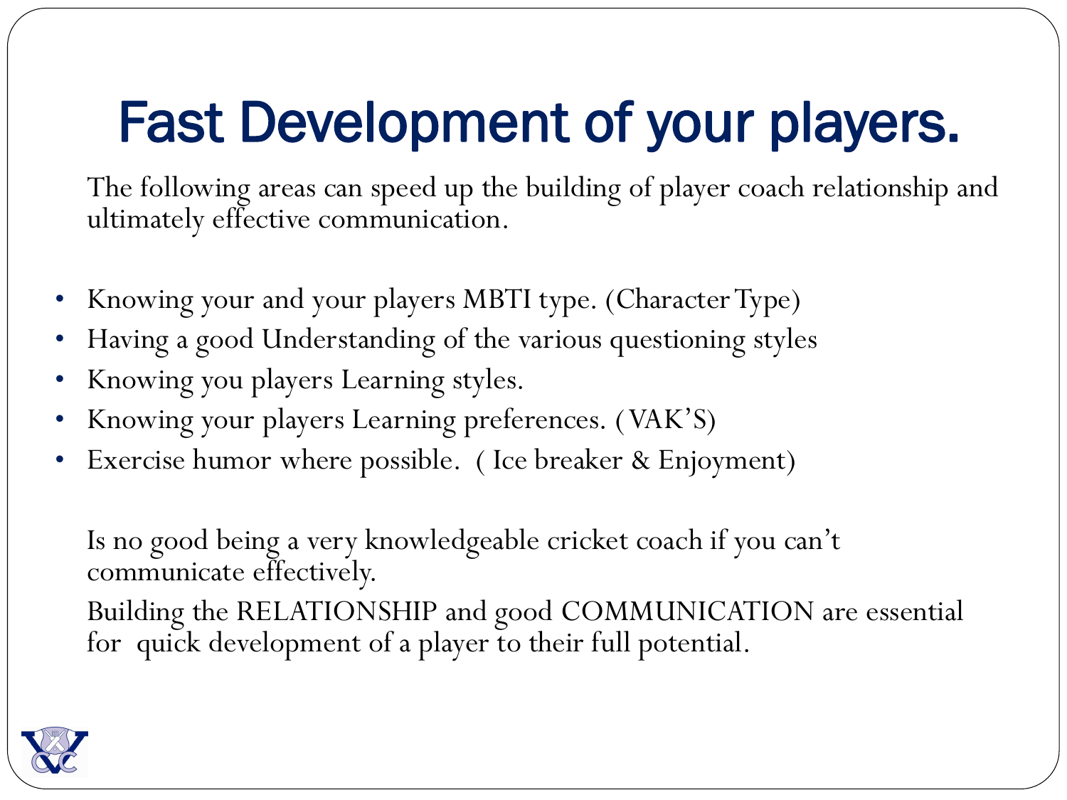# Fast Development of your players.

The following areas can speed up the building of player coach relationship and ultimately effective communication.

- Knowing your and your players MBTI type. (Character Type)
- Having a good Understanding of the various questioning styles
- Knowing you players Learning styles.
- Knowing your players Learning preferences. ( VAK'S)
- Exercise humor where possible. ( Ice breaker & Enjoyment)

Is no good being a very knowledgeable cricket coach if you can't communicate effectively.

Building the RELATIONSHIP and good COMMUNICATION are essential for quick development of a player to their full potential.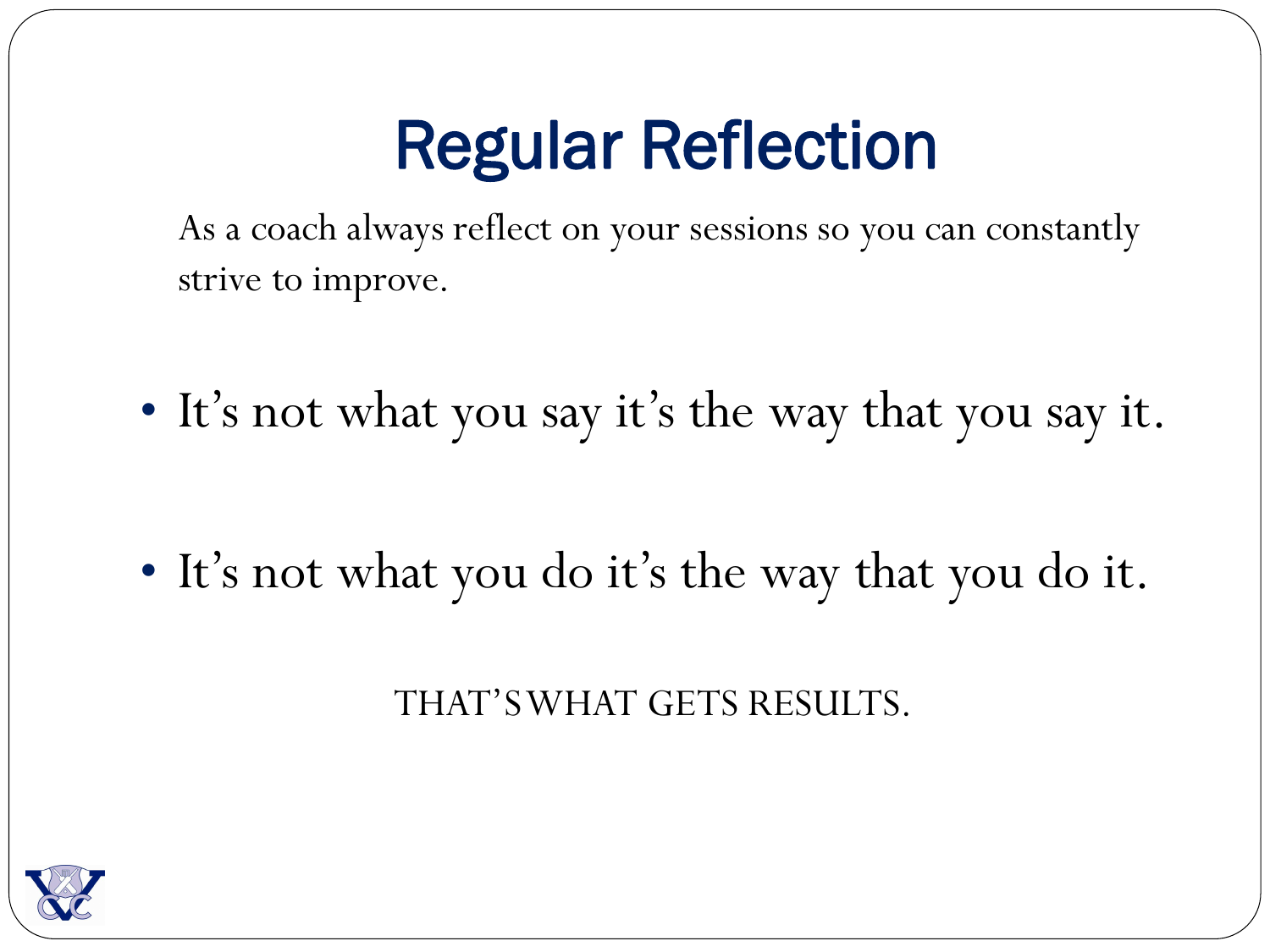# Regular Reflection

As a coach always reflect on your sessions so you can constantly strive to improve.

- It's not what you say it's the way that you say it.

- It's not what you do it's the way that you do it.

THAT'S WHAT GETS RESULTS.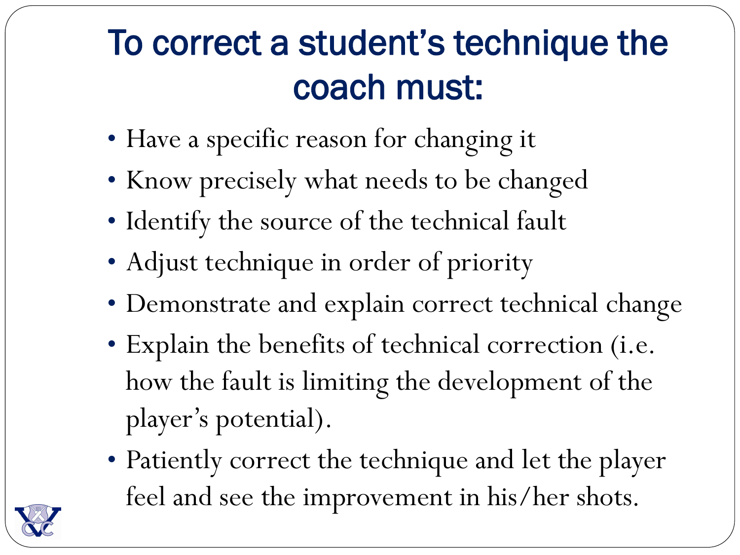# To correct a student's technique the coach must:

- Have a specific reason for changing it
- Know precisely what needs to be changed
- Identify the source of the technical fault
- Adjust technique in order of priority
- Demonstrate and explain correct technical change
- Explain the benefits of technical correction (i.e. how the fault is limiting the development of the player's potential).
- Patiently correct the technique and let the player feel and see the improvement in his/her shots.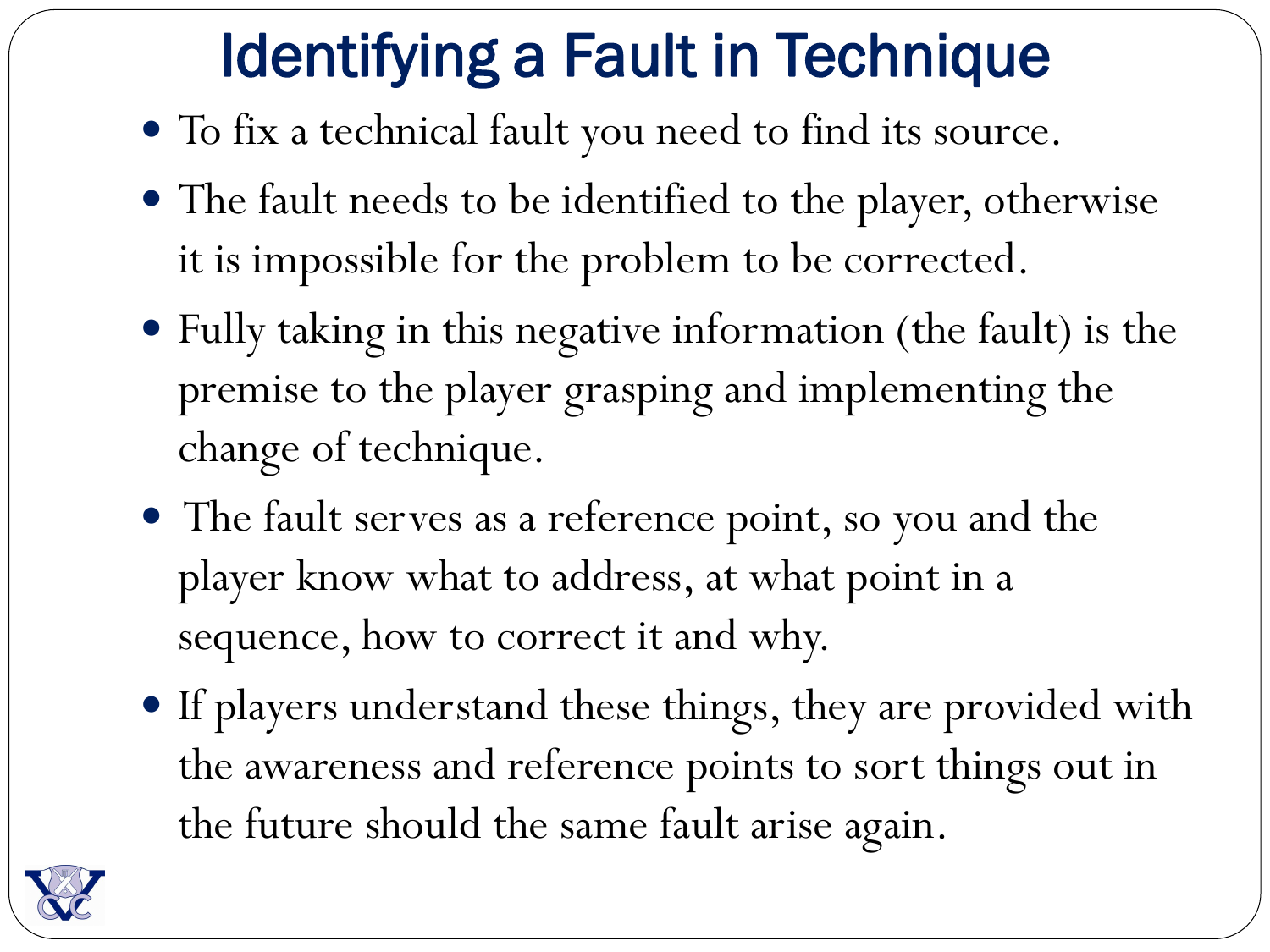# Identifying a Fault in Technique

- To fix a technical fault you need to find its source.
- The fault needs to be identified to the player, otherwise it is impossible for the problem to be corrected.
- Fully taking in this negative information (the fault) is the premise to the player grasping and implementing the change of technique.
- The fault serves as a reference point, so you and the player know what to address, at what point in a sequence, how to correct it and why.
- If players understand these things, they are provided with the awareness and reference points to sort things out in the future should the same fault arise again.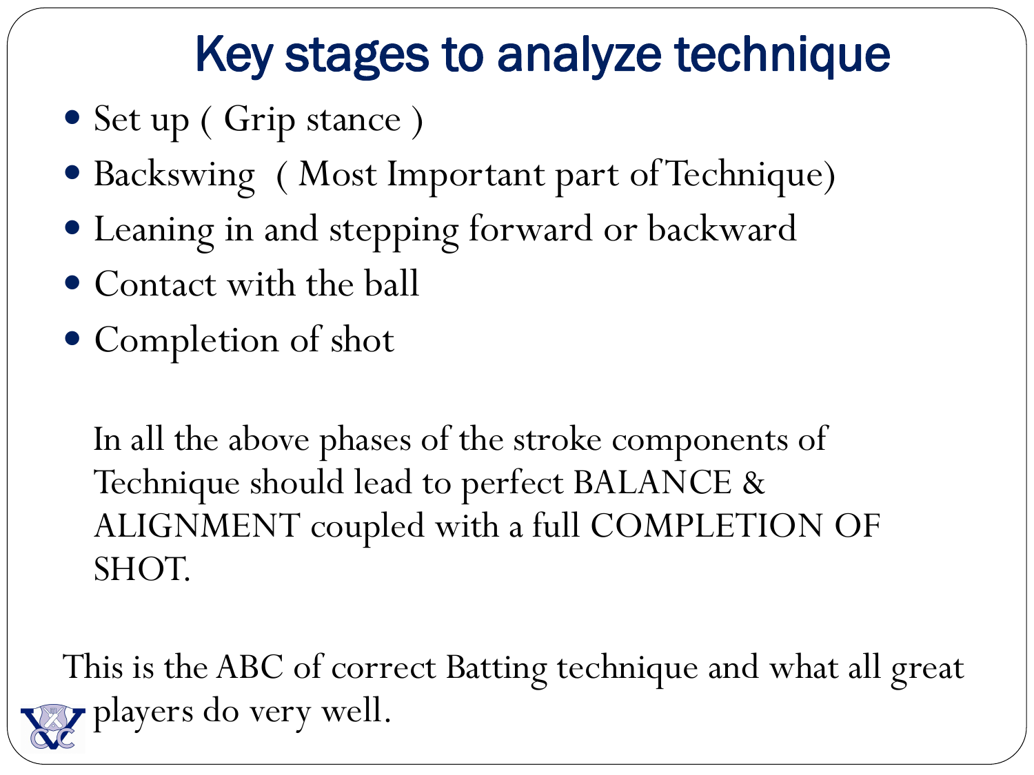# Key stages to analyze technique

- Set up ( Grip stance )
- Backswing ( Most Important part of Technique)
- Leaning in and stepping forward or backward
- Contact with the ball
- Completion of shot

In all the above phases of the stroke components of Technique should lead to perfect BALANCE & ALIGNMENT coupled with a full COMPLETION OF SHOT.

This is the ABC of correct Batting technique and what all great players do very well.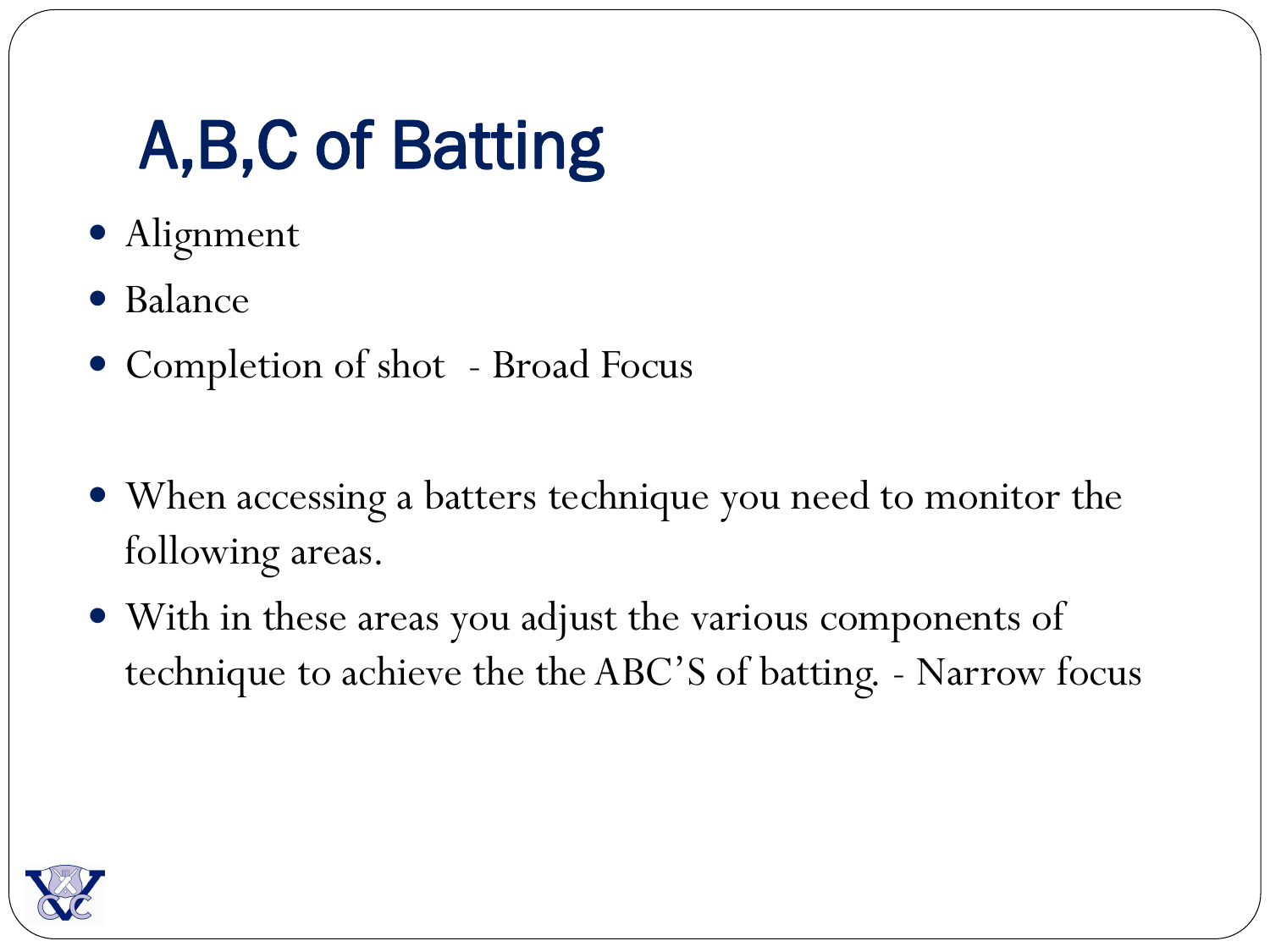# A,B,C of Batting

- Alignment
- Balance
- Completion of shot - Broad Focus

- When accessing a batters technique you need to monitor the following areas.
- With in these areas you adjust the various components of technique to achieve the the ABC'S of batting. - Narrow focus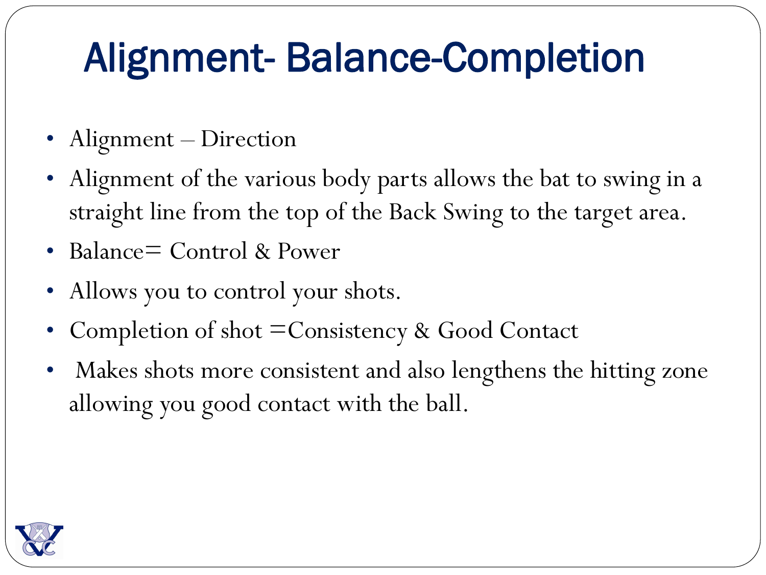# Alignment- Balance-Completion

- Alignment – Direction
- Alignment of the various body parts allows the bat to swing in a straight line from the top of the Back Swing to the target area.
- Balance= Control & Power
- Allows you to control your shots.
- Completion of shot =Consistency & Good Contact
- Makes shots more consistent and also lengthens the hitting zone allowing you good contact with the ball.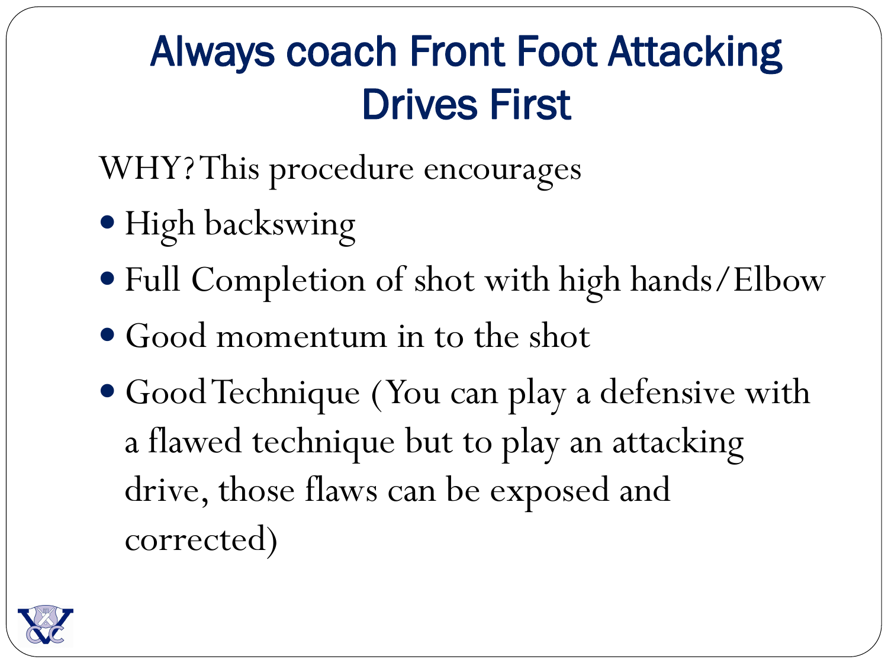# Always coach Front Foot Attacking Drives First

WHY? This procedure encourages

- High backswing
- Full Completion of shot with high hands/Elbow
- Good momentum in to the shot
- Good Technique (You can play a defensive with a flawed technique but to play an attacking drive, those flaws can be exposed and corrected)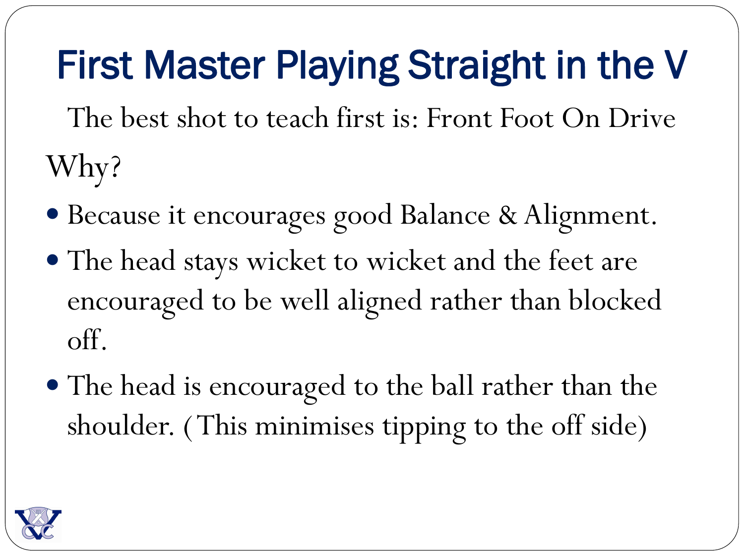# First Master Playing Straight in the V

The best shot to teach first is: Front Foot On Drive

Why?

- Because it encourages good Balance & Alignment.
- The head stays wicket to wicket and the feet are encouraged to be well aligned rather than blocked off.
- The head is encouraged to the ball rather than the shoulder. (This minimises tipping to the off side)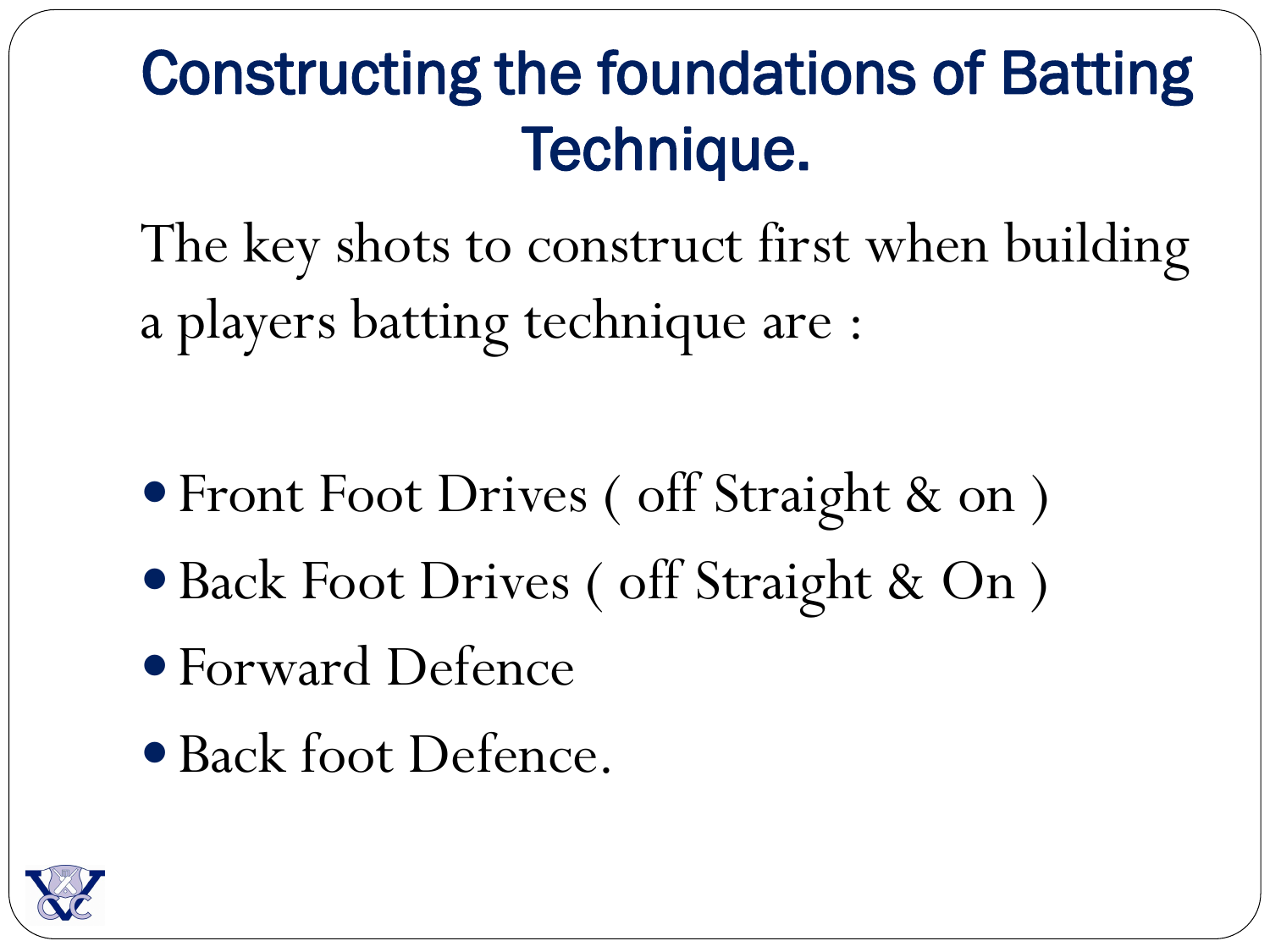# Constructing the foundations of Batting Technique.

The key shots to construct first when building a players batting technique are :

- Front Foot Drives ( off Straight & on )
- Back Foot Drives ( off Straight & On )
- Forward Defence
- Back foot Defence.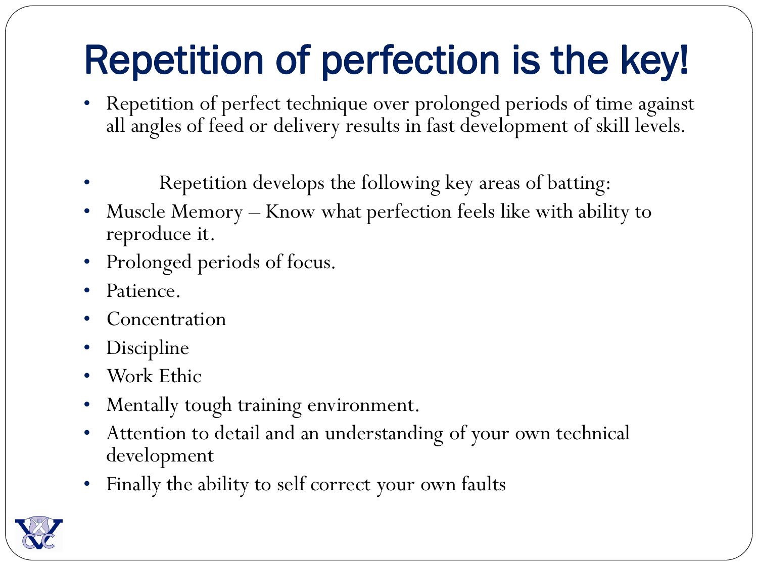# Repetition of perfection is the key!

- Repetition of perfect technique over prolonged periods of time against all angles of feed or delivery results in fast development of skill levels.

- Repetition develops the following key areas of batting:
- Muscle Memory – Know what perfection feels like with ability to reproduce it.
- Prolonged periods of focus.
- Patience.
- Concentration
- Discipline
- Work Ethic
- Mentally tough training environment.
- Attention to detail and an understanding of your own technical development
- Finally the ability to self correct your own faults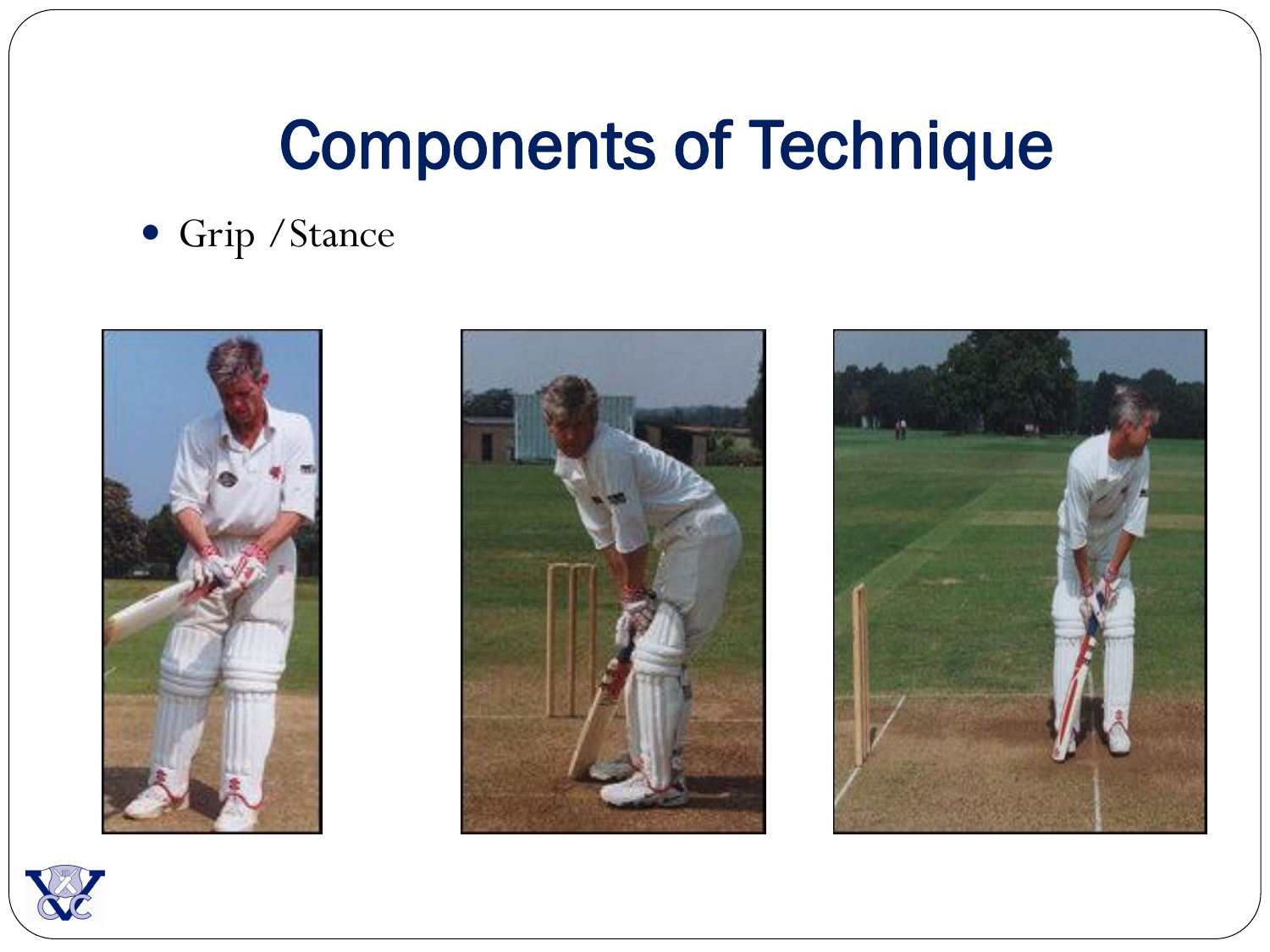# Components of Technique

- Grip /Stance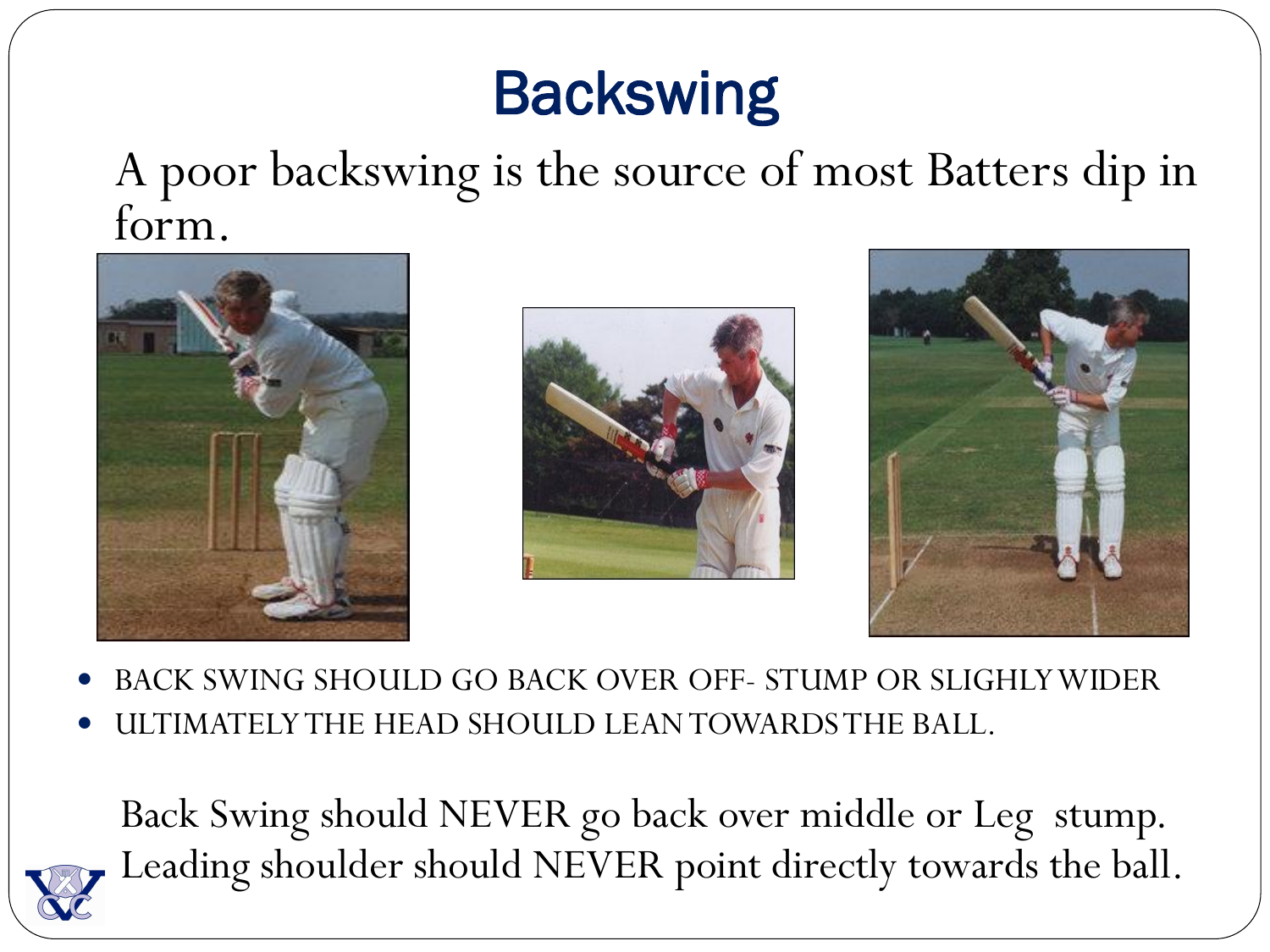# Backswing

A poor backswing is the source of most Batters dip in form.

- BACK SWING SHOULD GO BACK OVER OFF- STUMP OR SLIGHLY WIDER
- ULTIMATELY THE HEAD SHOULD LEAN TOWARDS THE BALL.

Back Swing should NEVER go back over middle or Leg stump.
Leading shoulder should NEVER point directly towards the ball.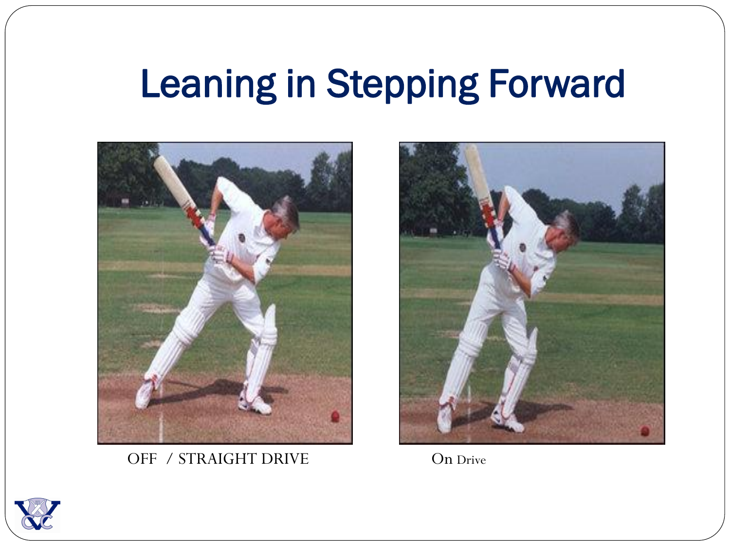# Leaning in Stepping Forward

OFF / STRAIGHT DRIVE

On Drive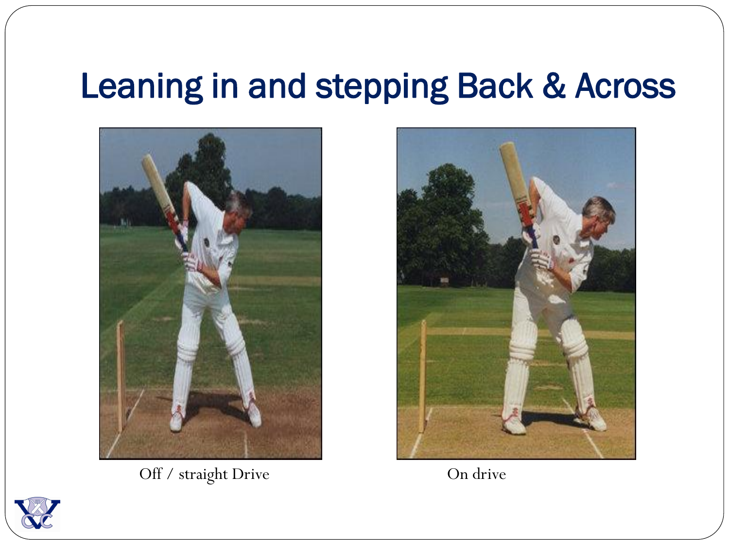# Leaning in and stepping Back & Across

Off / straight Drive

On drive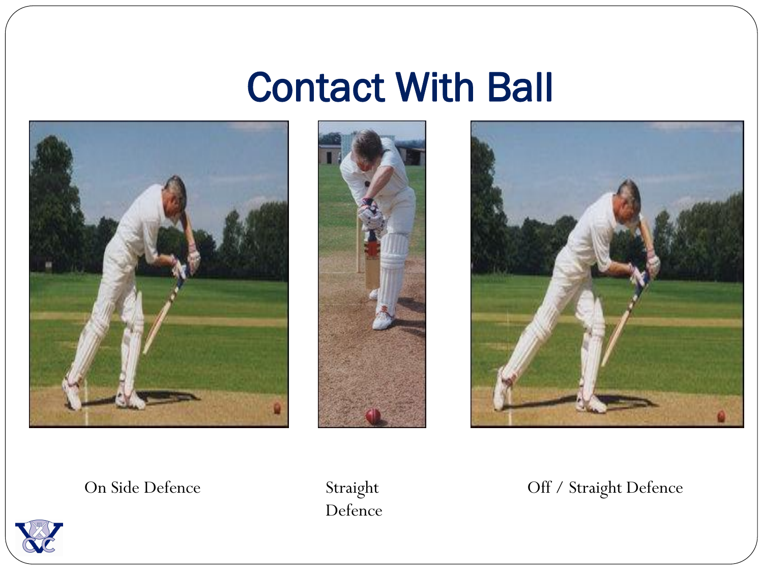# Contact With Ball

On Side Defence

Straight Defence

Off / Straight Defence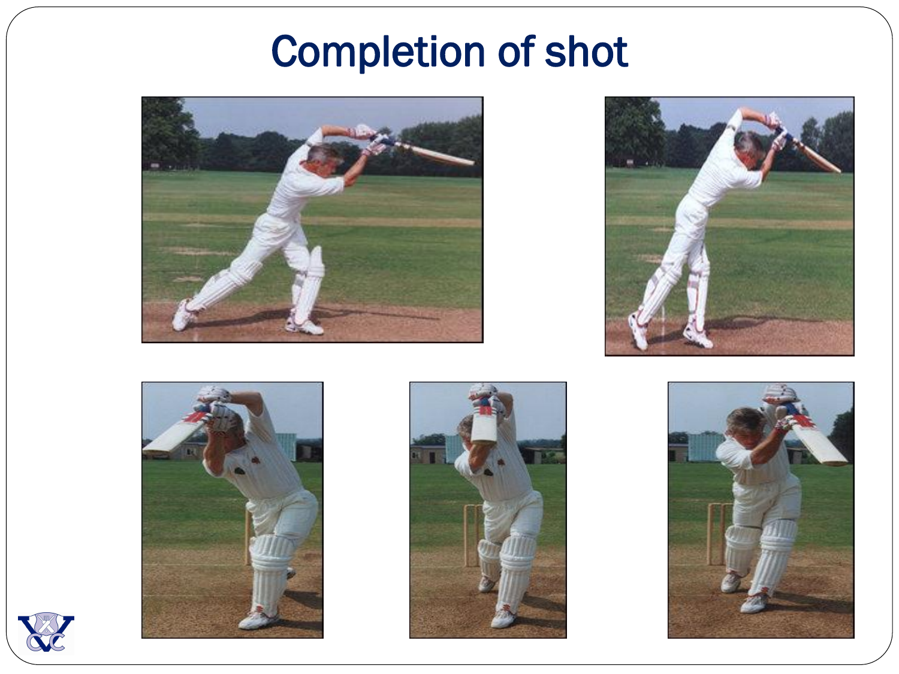# Completion of shot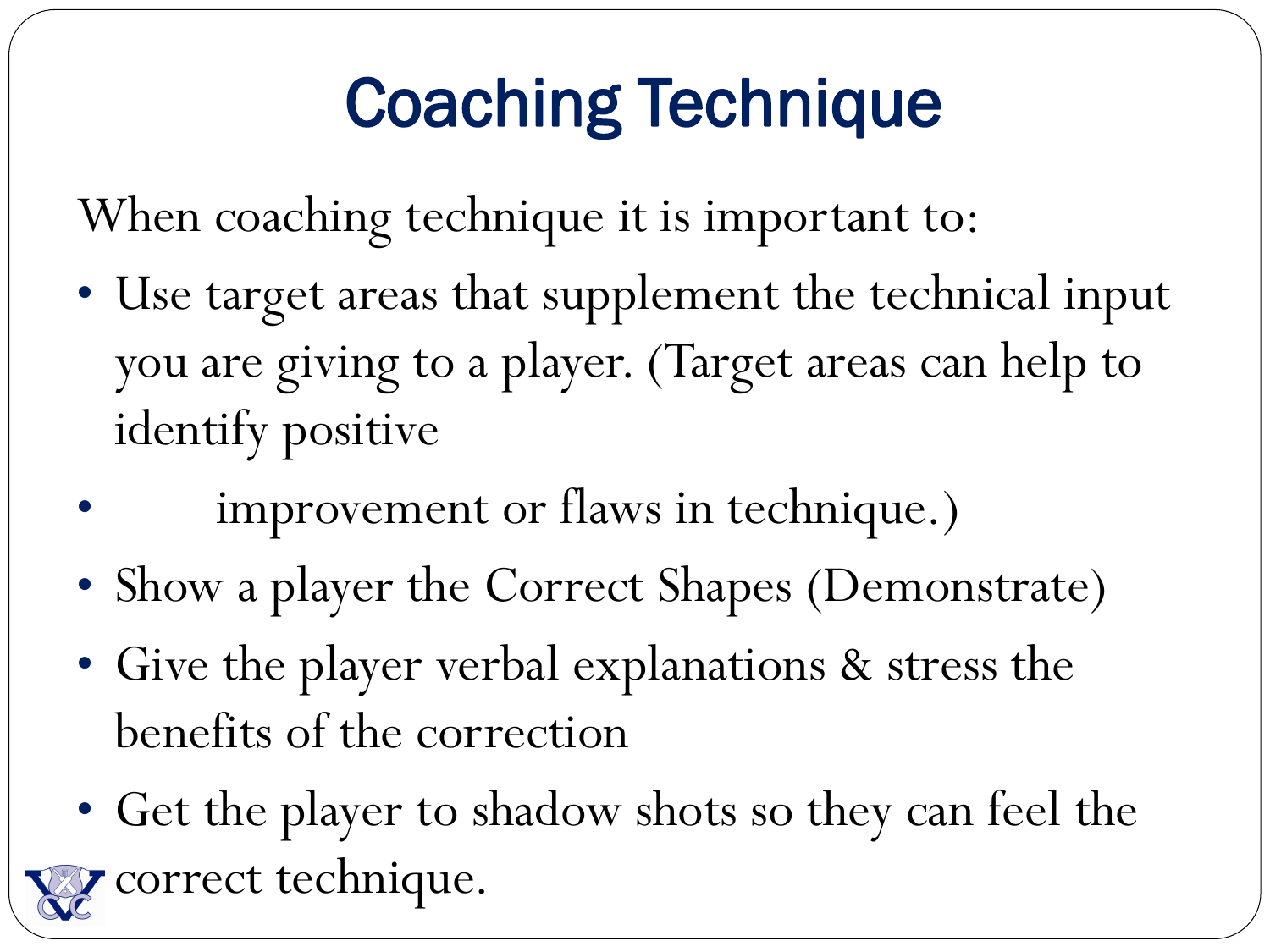# Coaching Technique

When coaching technique it is important to:

- Use target areas that supplement the technical input you are giving to a player. (Target areas can help to identify positive
- improvement or flaws in technique.)
- Show a player the Correct Shapes (Demonstrate)
- Give the player verbal explanations & stress the benefits of the correction
- Get the player to shadow shots so they can feel the correct technique.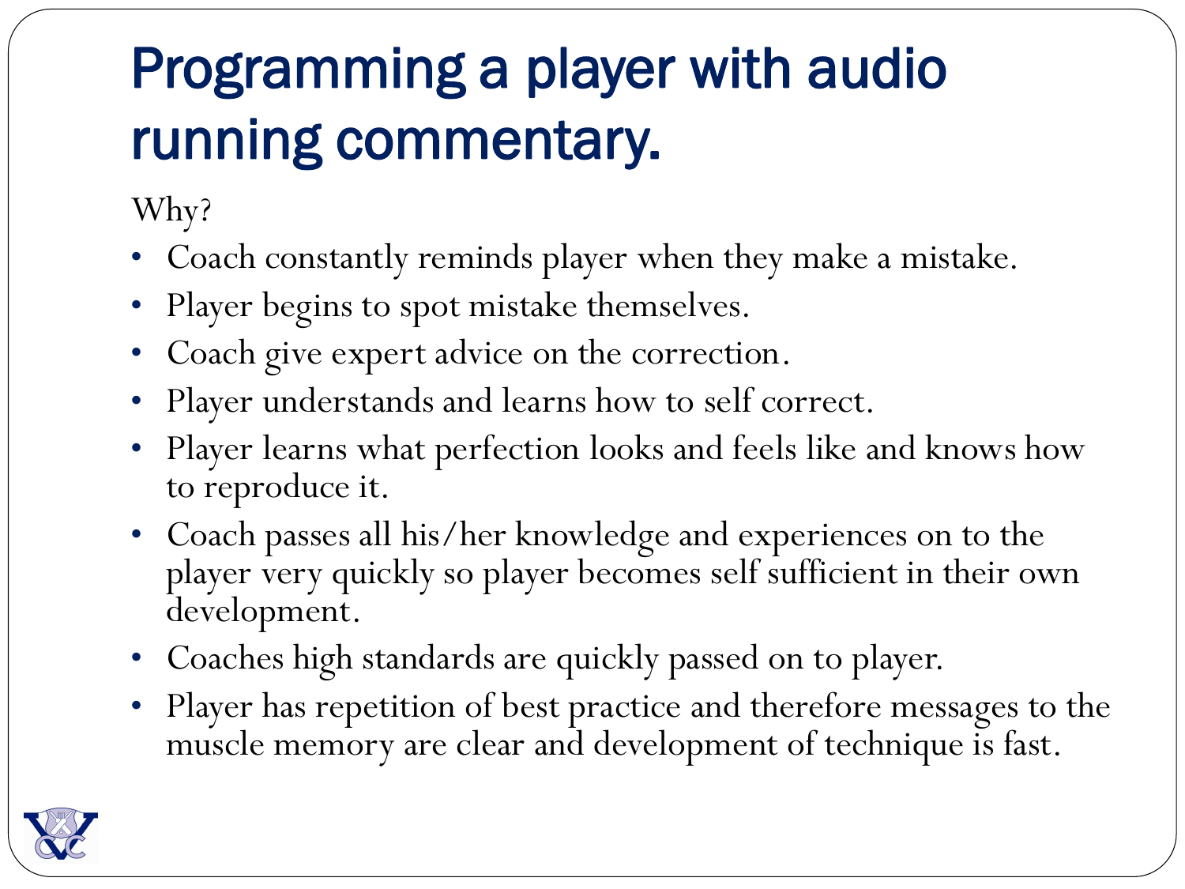# Programming a player with audio running commentary.

Why?

- Coach constantly reminds player when they make a mistake.
- Player begins to spot mistake themselves.
- Coach give expert advice on the correction.
- Player understands and learns how to self correct.
- Player learns what perfection looks and feels like and knows how to reproduce it.
- Coach passes all his/her knowledge and experiences on to the player very quickly so player becomes self sufficient in their own development.
- Coaches high standards are quickly passed on to player.
- Player has repetition of best practice and therefore messages to the muscle memory are clear and development of technique is fast.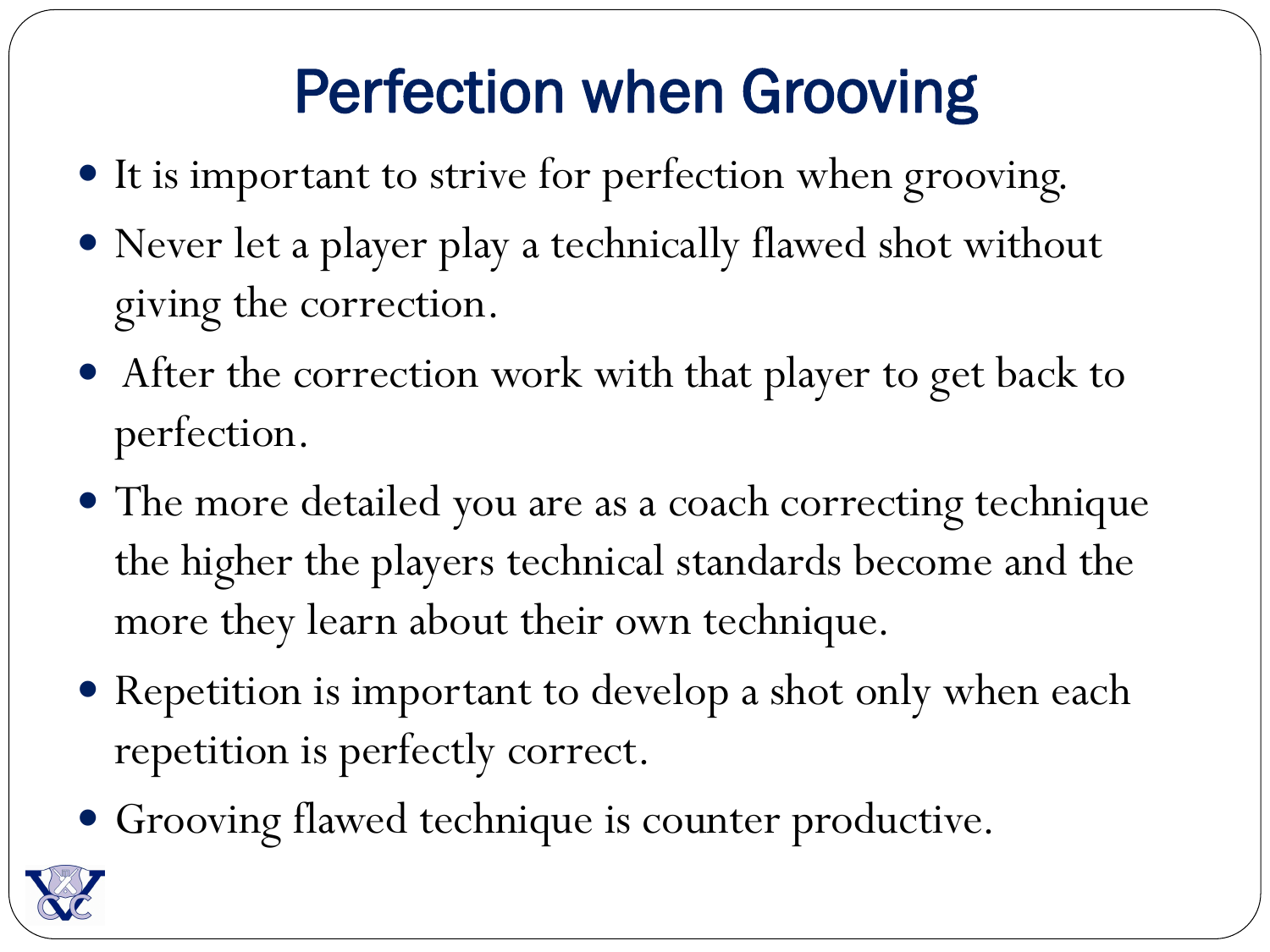# Perfection when Grooving

- It is important to strive for perfection when grooving.
- Never let a player play a technically flawed shot without giving the correction.
- After the correction work with that player to get back to perfection.
- The more detailed you are as a coach correcting technique the higher the players technical standards become and the more they learn about their own technique.
- Repetition is important to develop a shot only when each repetition is perfectly correct.
- Grooving flawed technique is counter productive.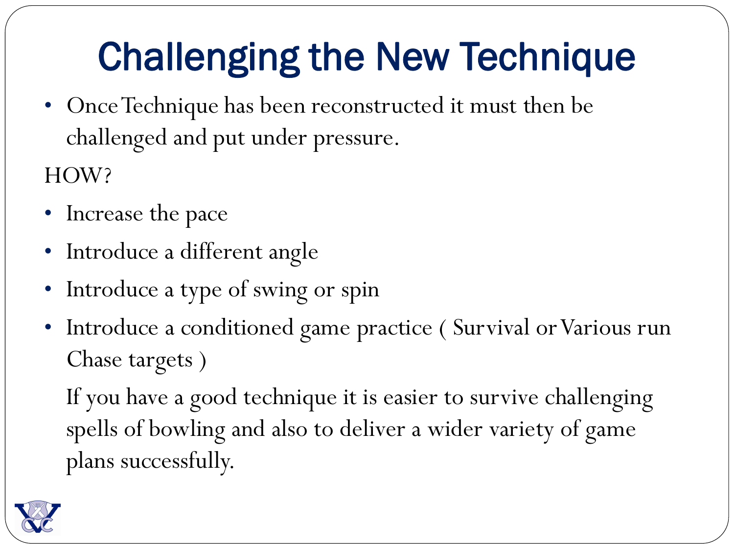# Challenging the New Technique

- Once Technique has been reconstructed it must then be challenged and put under pressure.

HOW?

- Increase the pace
- Introduce a different angle
- Introduce a type of swing or spin
- Introduce a conditioned game practice ( Survival or Various run Chase targets )

  If you have a good technique it is easier to survive challenging spells of bowling and also to deliver a wider variety of game plans successfully.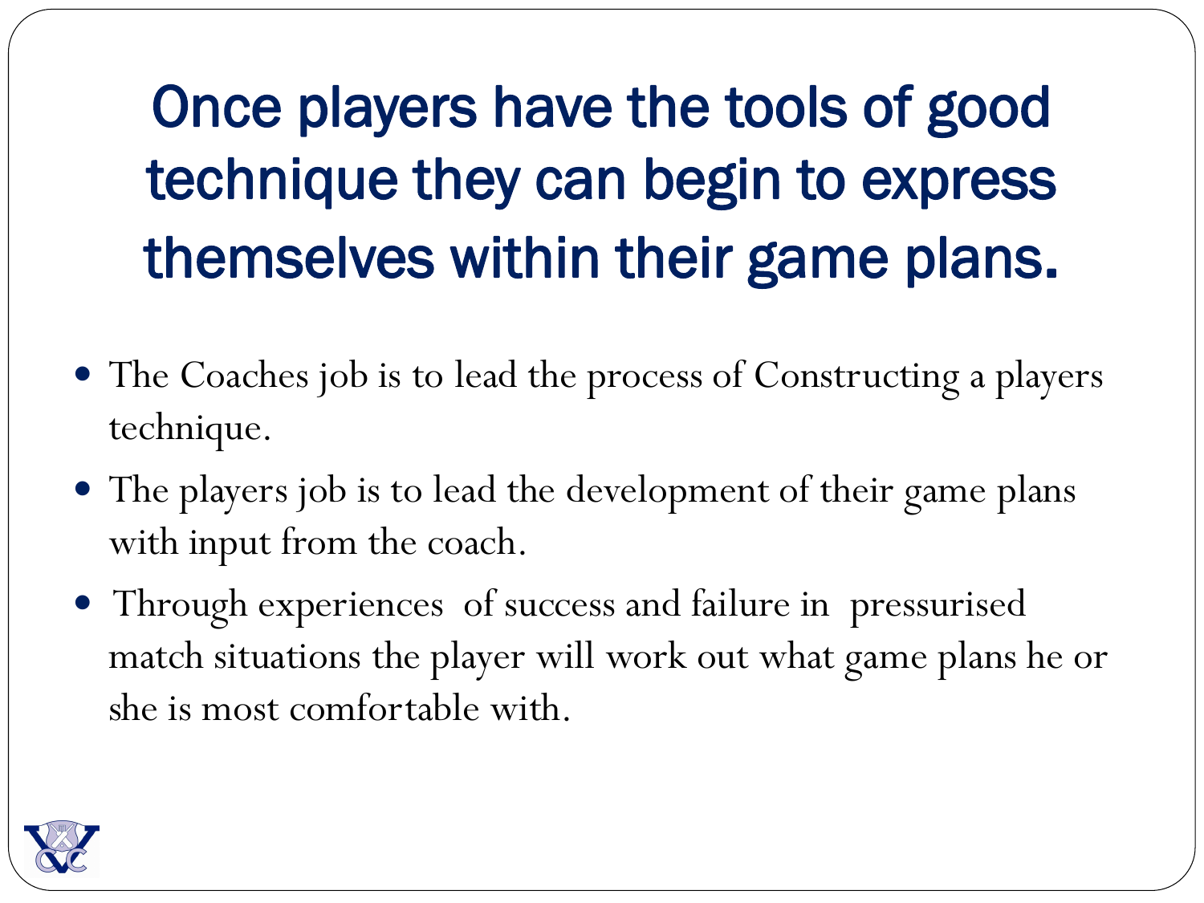# Once players have the tools of good technique they can begin to express themselves within their game plans.

- The Coaches job is to lead the process of Constructing a players technique.
- The players job is to lead the development of their game plans with input from the coach.
- Through experiences of success and failure in pressurised match situations the player will work out what game plans he or she is most comfortable with.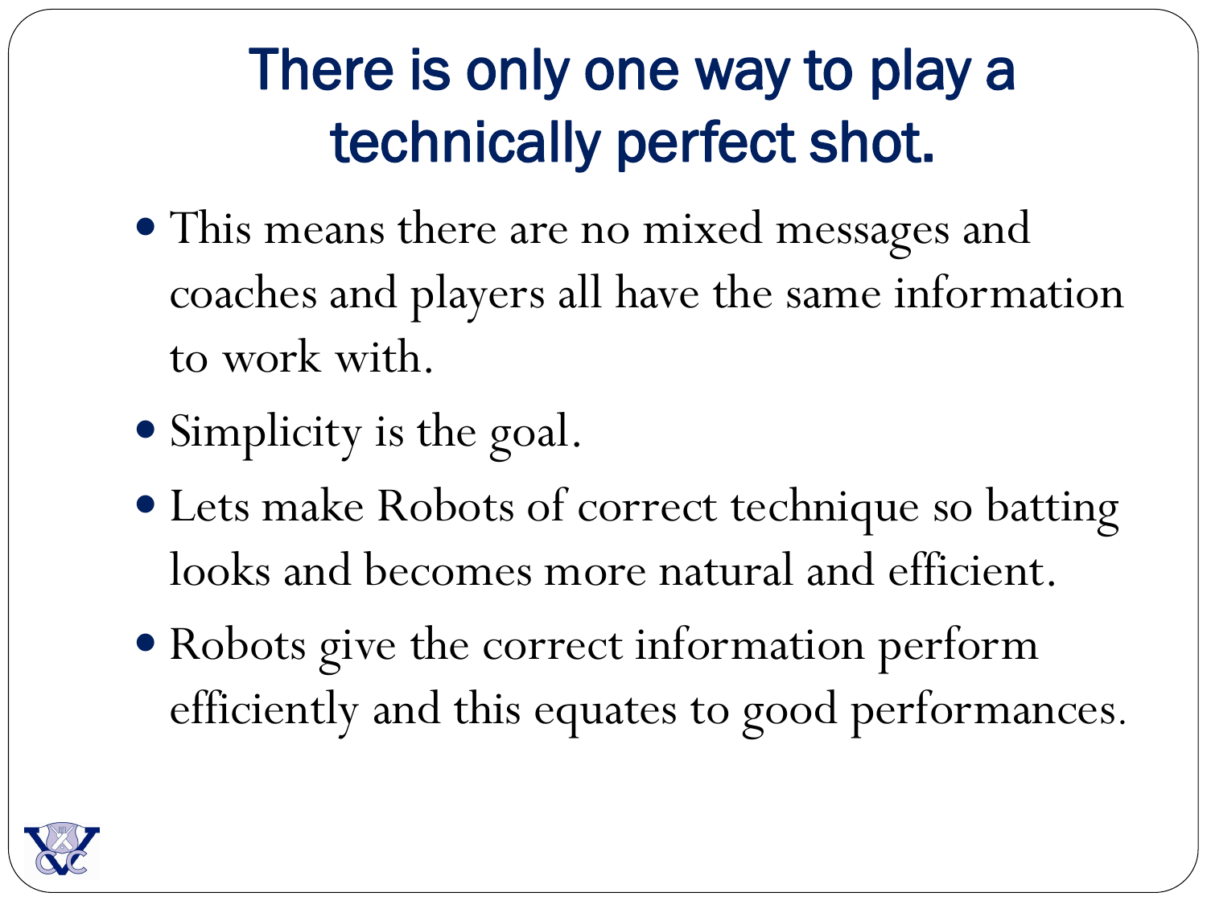# There is only one way to play a technically perfect shot.

- This means there are no mixed messages and coaches and players all have the same information to work with.
- Simplicity is the goal.
- Lets make Robots of correct technique so batting looks and becomes more natural and efficient.
- Robots give the correct information perform efficiently and this equates to good performances.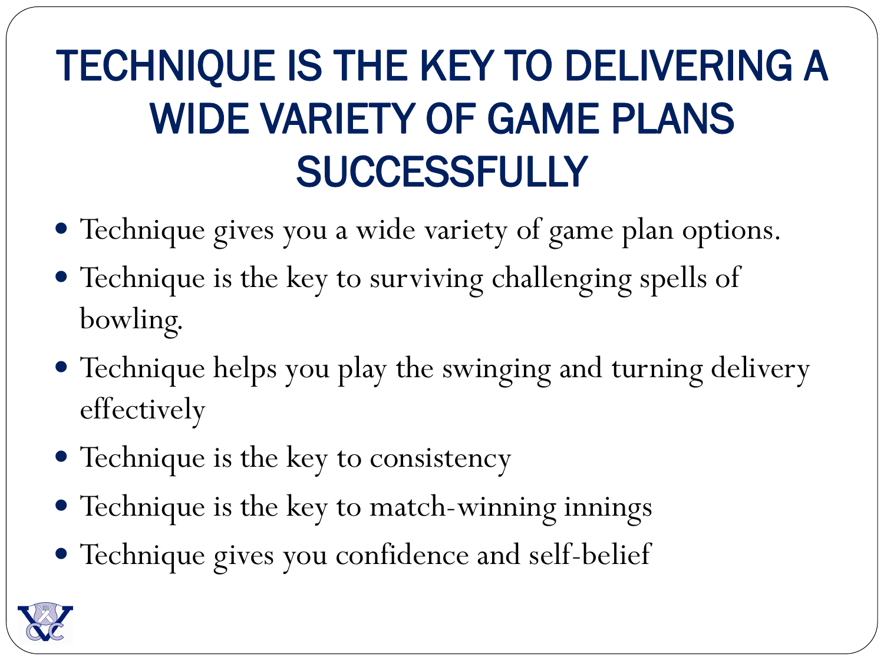# TECHNIQUE IS THE KEY TO DELIVERING A WIDE VARIETY OF GAME PLANS SUCCESSFULLY

- Technique gives you a wide variety of game plan options.
- Technique is the key to surviving challenging spells of bowling.
- Technique helps you play the swinging and turning delivery effectively
- Technique is the key to consistency
- Technique is the key to match-winning innings
- Technique gives you confidence and self-belief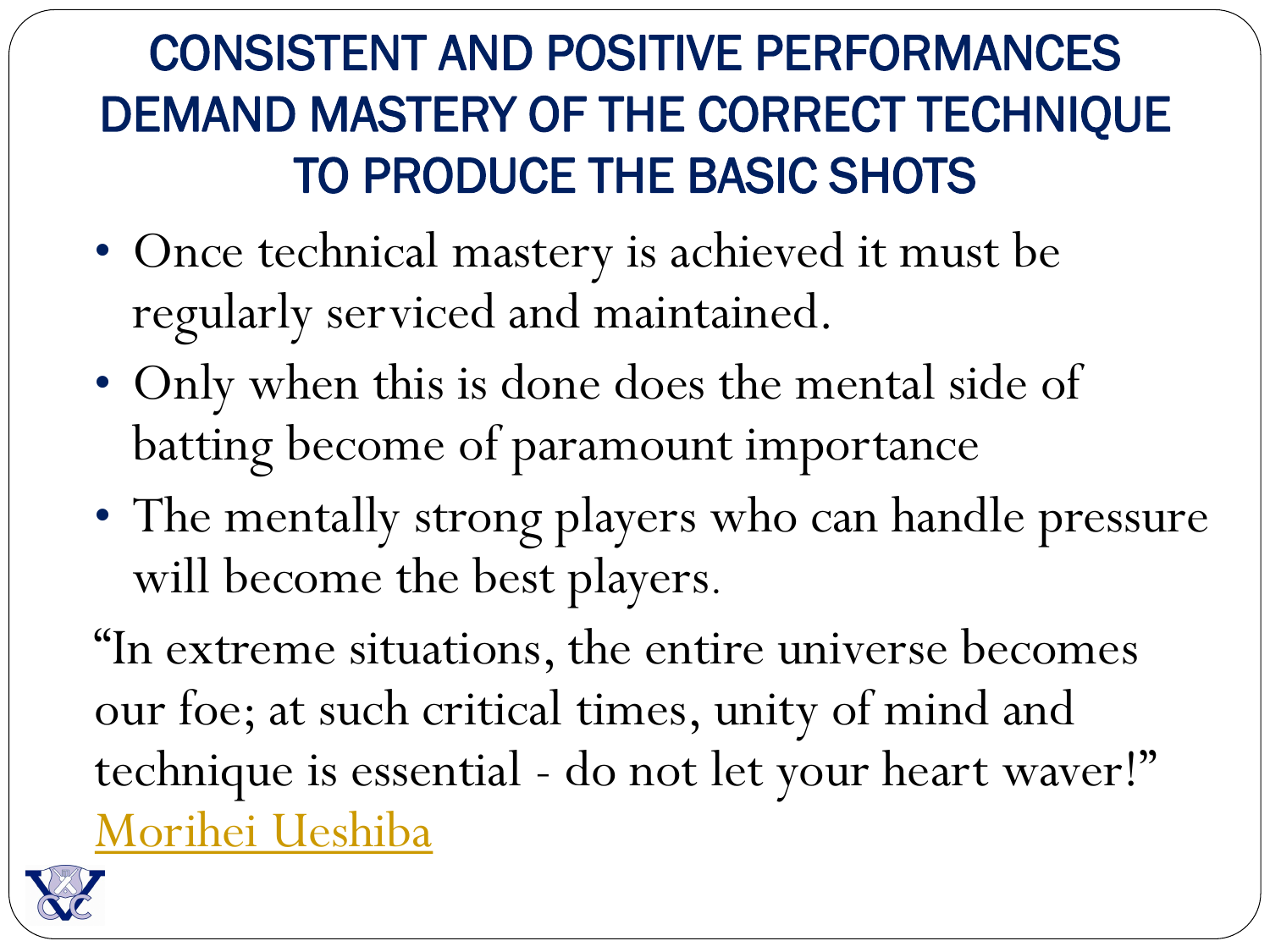# CONSISTENT AND POSITIVE PERFORMANCES DEMAND MASTERY OF THE CORRECT TECHNIQUE TO PRODUCE THE BASIC SHOTS

- Once technical mastery is achieved it must be regularly serviced and maintained.
- Only when this is done does the mental side of batting become of paramount importance
- The mentally strong players who can handle pressure will become the best players.

"In extreme situations, the entire universe becomes our foe; at such critical times, unity of mind and technique is essential - do not let your heart waver!"
Morihei Ueshiba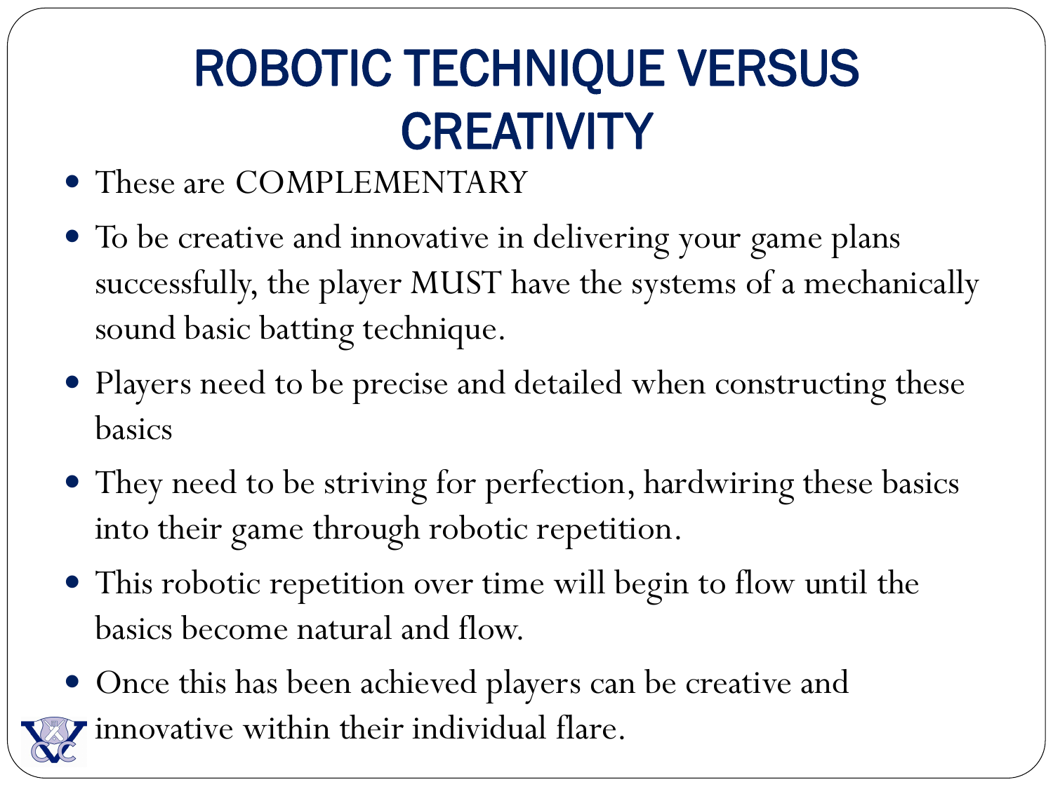# ROBOTIC TECHNIQUE VERSUS CREATIVITY

- These are COMPLEMENTARY
- To be creative and innovative in delivering your game plans successfully, the player MUST have the systems of a mechanically sound basic batting technique.
- Players need to be precise and detailed when constructing these basics
- They need to be striving for perfection, hardwiring these basics into their game through robotic repetition.
- This robotic repetition over time will begin to flow until the basics become natural and flow.
- Once this has been achieved players can be creative and innovative within their individual flare.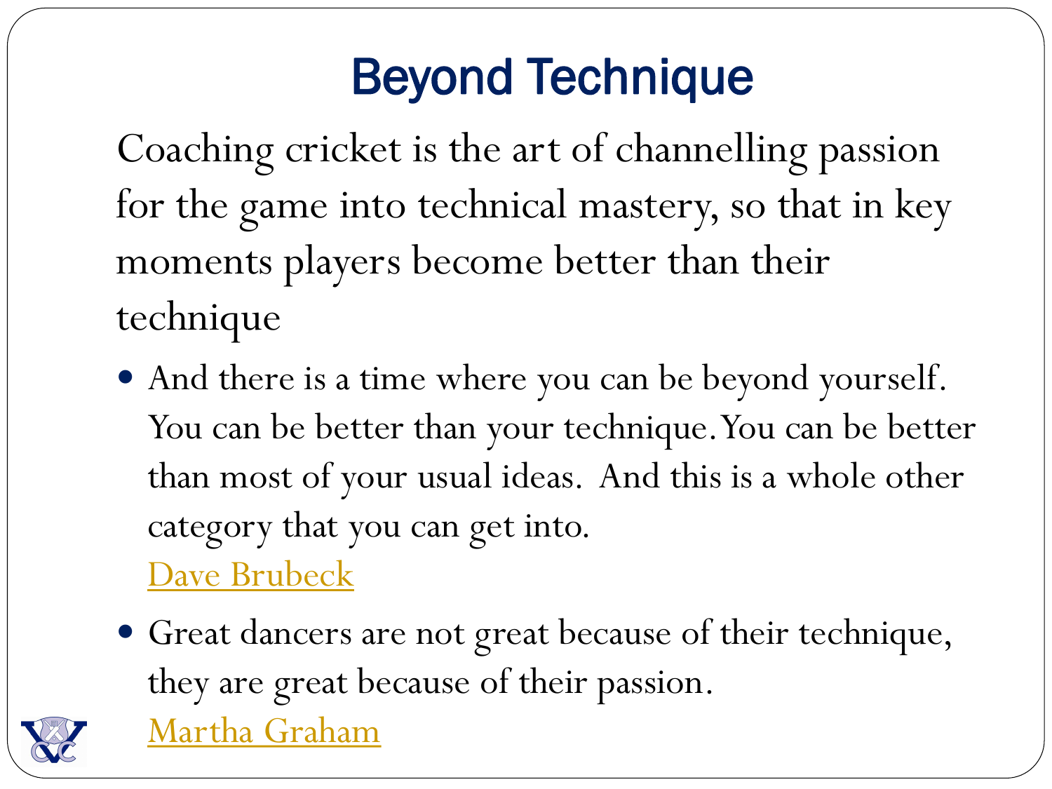# Beyond Technique

Coaching cricket is the art of channelling passion for the game into technical mastery, so that in key moments players become better than their technique

- And there is a time where you can be beyond yourself. You can be better than your technique. You can be better than most of your usual ideas. And this is a whole other category that you can get into.
  Dave Brubeck
- Great dancers are not great because of their technique, they are great because of their passion.
  Martha Graham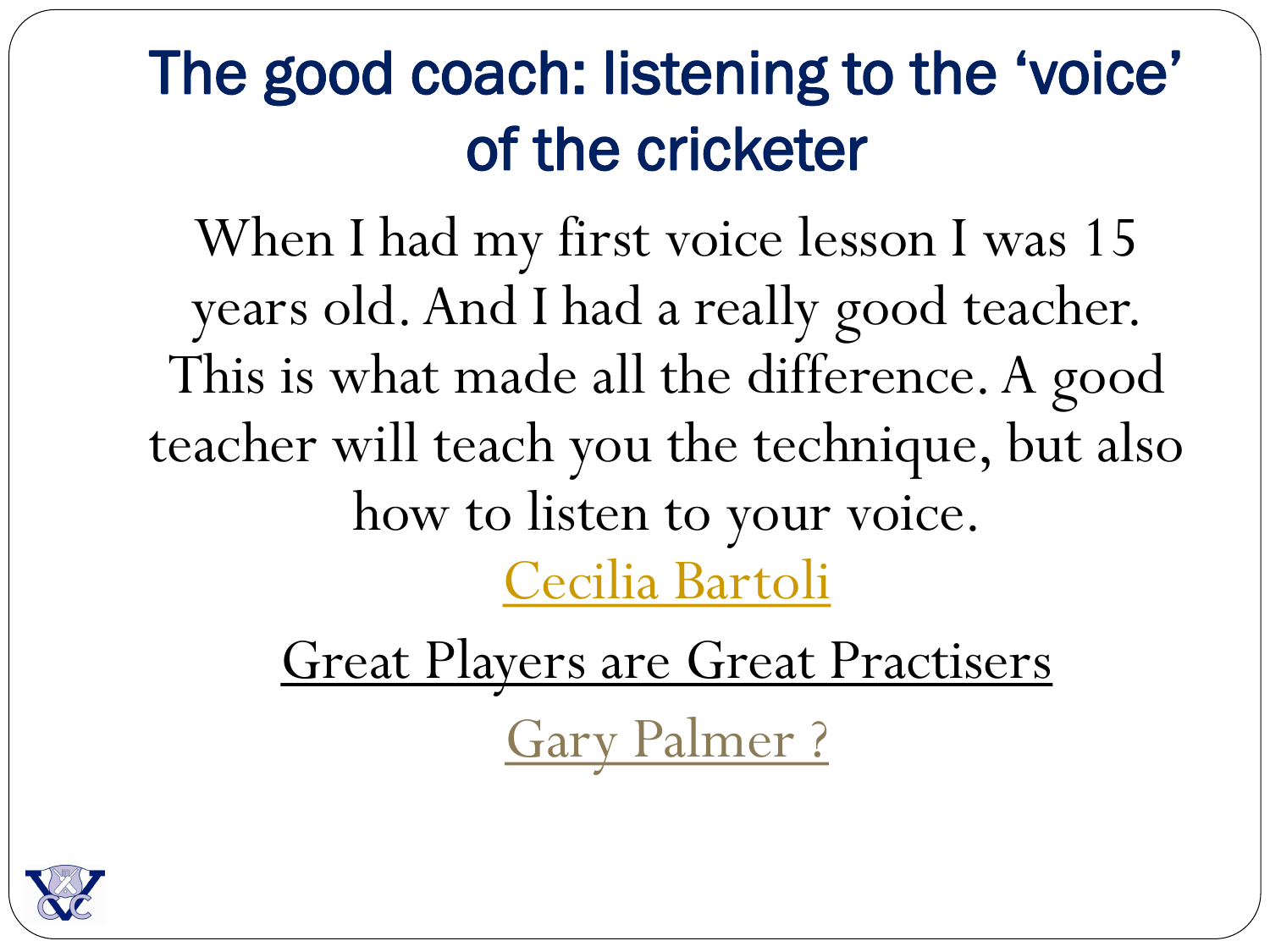# The good coach: listening to the ‘voice’ of the cricketer

When I had my first voice lesson I was 15 years old. And I had a really good teacher. This is what made all the difference. A good teacher will teach you the technique, but also how to listen to your voice.

Cecilia Bartoli

Great Players are Great Practisers

Gary Palmer ?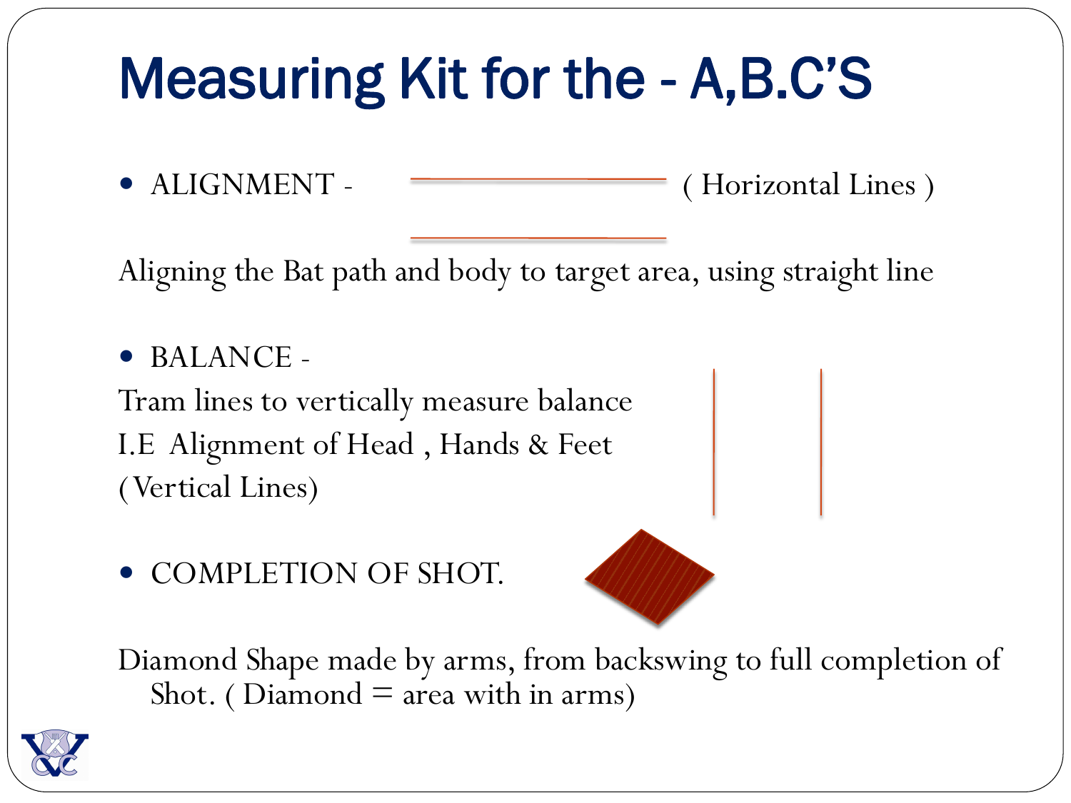# Measuring Kit for the - A,B.C'S

- ALIGNMENT - ( Horizontal Lines )

Aligning the Bat path and body to target area, using straight line

- BALANCE -

Tram lines to vertically measure balance
I.E Alignment of Head , Hands & Feet
(Vertical Lines)

- COMPLETION OF SHOT.

Diamond Shape made by arms, from backswing to full completion of Shot. ( Diamond = area with in arms)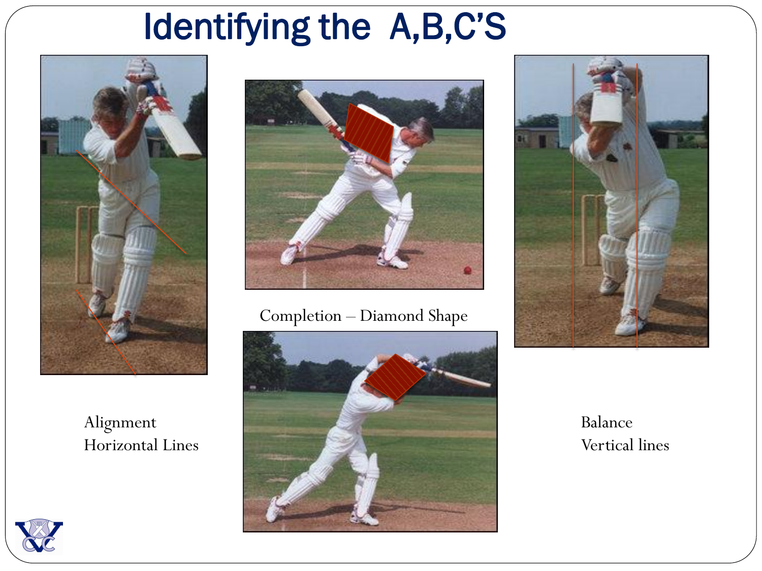# Identifying the A,B,C'S

Alignment
Horizontal Lines

Completion – Diamond Shape

Balance
Vertical lines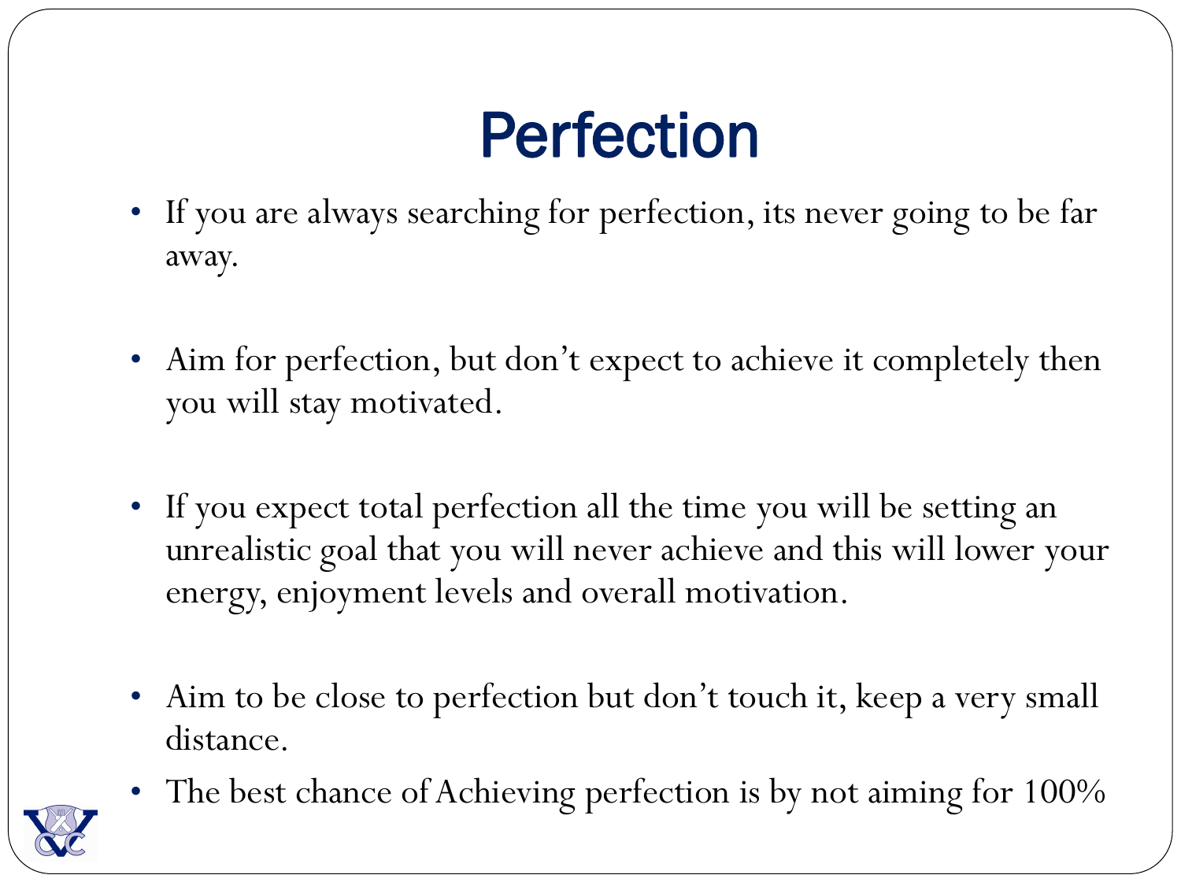# Perfection

- If you are always searching for perfection, its never going to be far away.
- Aim for perfection, but don't expect to achieve it completely then you will stay motivated.
- If you expect total perfection all the time you will be setting an unrealistic goal that you will never achieve and this will lower your energy, enjoyment levels and overall motivation.
- Aim to be close to perfection but don't touch it, keep a very small distance.
- The best chance of Achieving perfection is by not aiming for 100%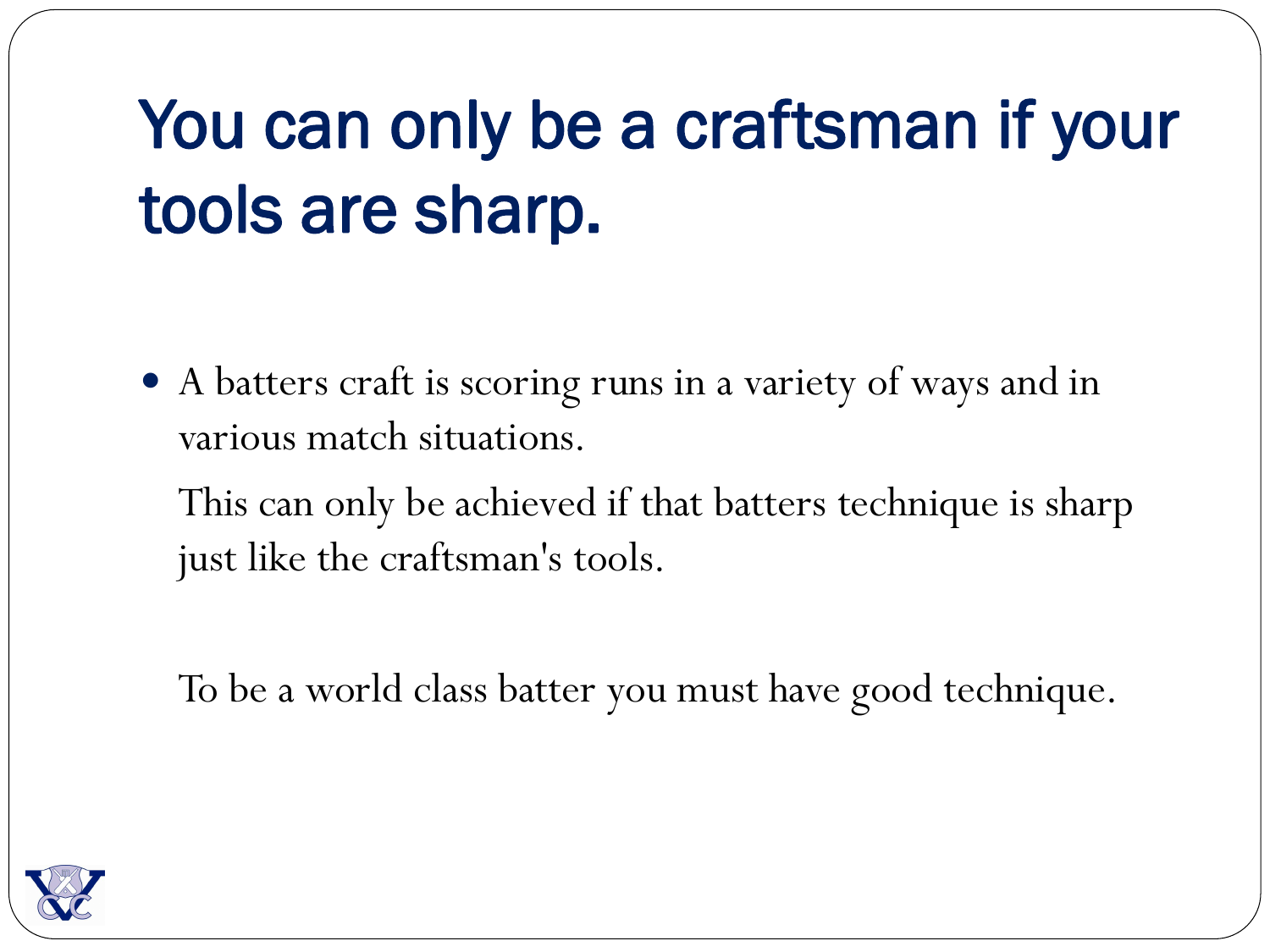# You can only be a craftsman if your tools are sharp.

- A batters craft is scoring runs in a variety of ways and in various match situations.

  This can only be achieved if that batters technique is sharp just like the craftsman's tools.

  To be a world class batter you must have good technique.